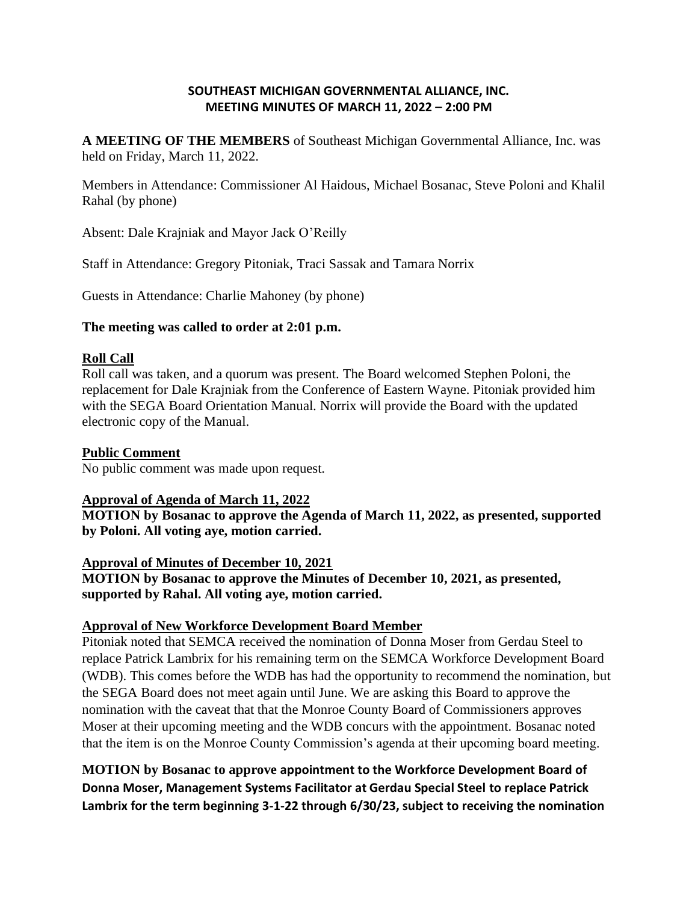**SOUTHEAST MICHIGAN GOVERNMENTAL ALLIANCE, INC.**
**MEETING MINUTES OF MARCH 11, 2022 – 2:00 PM**

**A MEETING OF THE MEMBERS** of Southeast Michigan Governmental Alliance, Inc. was held on Friday, March 11, 2022.

Members in Attendance: Commissioner Al Haidous, Michael Bosanac, Steve Poloni and Khalil Rahal (by phone)

Absent: Dale Krajniak and Mayor Jack O'Reilly

Staff in Attendance: Gregory Pitoniak, Traci Sassak and Tamara Norrix

Guests in Attendance: Charlie Mahoney (by phone)

**The meeting was called to order at 2:01 p.m.**

## Roll Call

Roll call was taken, and a quorum was present. The Board welcomed Stephen Poloni, the replacement for Dale Krajniak from the Conference of Eastern Wayne. Pitoniak provided him with the SEGA Board Orientation Manual. Norrix will provide the Board with the updated electronic copy of the Manual.

## Public Comment

No public comment was made upon request.

## Approval of Agenda of March 11, 2022

**MOTION by Bosanac to approve the Agenda of March 11, 2022, as presented, supported by Poloni. All voting aye, motion carried.**

## Approval of Minutes of December 10, 2021

**MOTION by Bosanac to approve the Minutes of December 10, 2021, as presented, supported by Rahal. All voting aye, motion carried.**

## Approval of New Workforce Development Board Member

Pitoniak noted that SEMCA received the nomination of Donna Moser from Gerdau Steel to replace Patrick Lambrix for his remaining term on the SEMCA Workforce Development Board (WDB). This comes before the WDB has had the opportunity to recommend the nomination, but the SEGA Board does not meet again until June. We are asking this Board to approve the nomination with the caveat that that the Monroe County Board of Commissioners approves Moser at their upcoming meeting and the WDB concurs with the appointment. Bosanac noted that the item is on the Monroe County Commission's agenda at their upcoming board meeting.

**MOTION by Bosanac to approve appointment to the Workforce Development Board of Donna Moser, Management Systems Facilitator at Gerdau Special Steel to replace Patrick Lambrix for the term beginning 3-1-22 through 6/30/23, subject to receiving the nomination**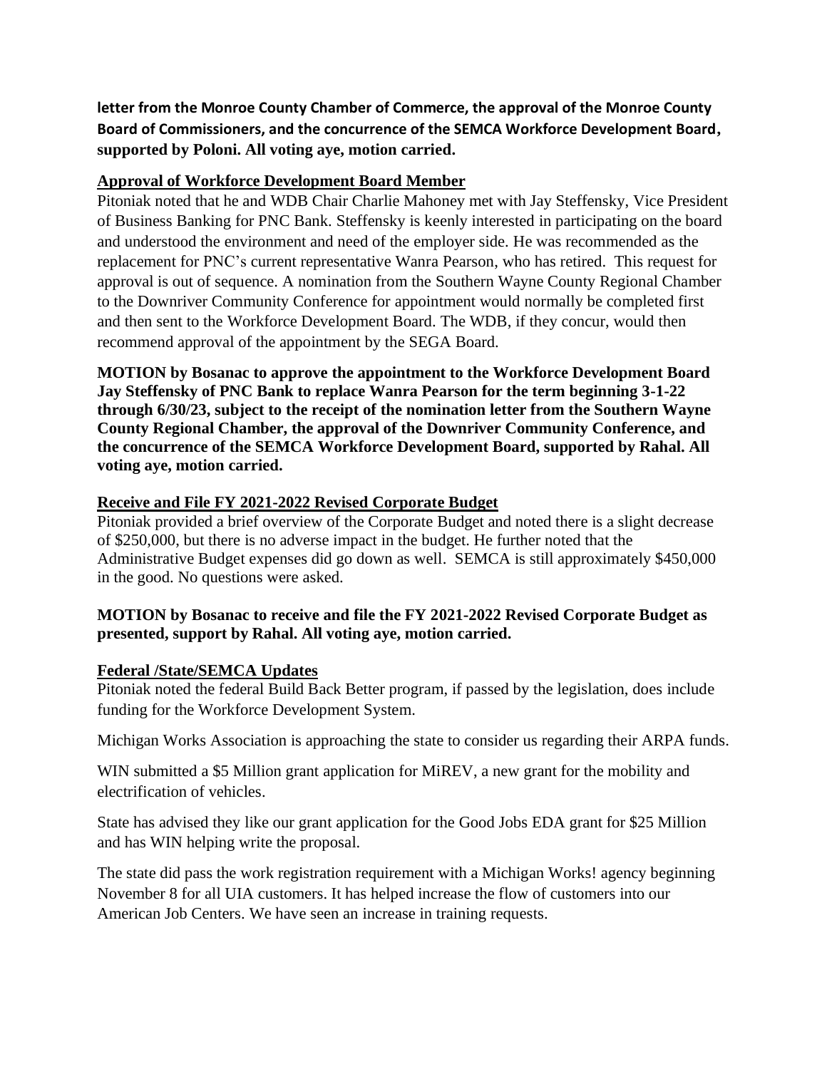**letter from the Monroe County Chamber of Commerce, the approval of the Monroe County Board of Commissioners, and the concurrence of the SEMCA Workforce Development Board, supported by Poloni. All voting aye, motion carried.**

## Approval of Workforce Development Board Member

Pitoniak noted that he and WDB Chair Charlie Mahoney met with Jay Steffensky, Vice President of Business Banking for PNC Bank. Steffensky is keenly interested in participating on the board and understood the environment and need of the employer side. He was recommended as the replacement for PNC's current representative Wanra Pearson, who has retired. This request for approval is out of sequence. A nomination from the Southern Wayne County Regional Chamber to the Downriver Community Conference for appointment would normally be completed first and then sent to the Workforce Development Board. The WDB, if they concur, would then recommend approval of the appointment by the SEGA Board.

**MOTION by Bosanac to approve the appointment to the Workforce Development Board Jay Steffensky of PNC Bank to replace Wanra Pearson for the term beginning 3-1-22 through 6/30/23, subject to the receipt of the nomination letter from the Southern Wayne County Regional Chamber, the approval of the Downriver Community Conference, and the concurrence of the SEMCA Workforce Development Board, supported by Rahal. All voting aye, motion carried.**

## Receive and File FY 2021-2022 Revised Corporate Budget

Pitoniak provided a brief overview of the Corporate Budget and noted there is a slight decrease of $250,000, but there is no adverse impact in the budget. He further noted that the Administrative Budget expenses did go down as well. SEMCA is still approximately $450,000 in the good. No questions were asked.

**MOTION by Bosanac to receive and file the FY 2021-2022 Revised Corporate Budget as presented, support by Rahal. All voting aye, motion carried.**

## Federal /State/SEMCA Updates

Pitoniak noted the federal Build Back Better program, if passed by the legislation, does include funding for the Workforce Development System.

Michigan Works Association is approaching the state to consider us regarding their ARPA funds.

WIN submitted a $5 Million grant application for MiREV, a new grant for the mobility and electrification of vehicles.

State has advised they like our grant application for the Good Jobs EDA grant for $25 Million and has WIN helping write the proposal.

The state did pass the work registration requirement with a Michigan Works! agency beginning November 8 for all UIA customers. It has helped increase the flow of customers into our American Job Centers. We have seen an increase in training requests.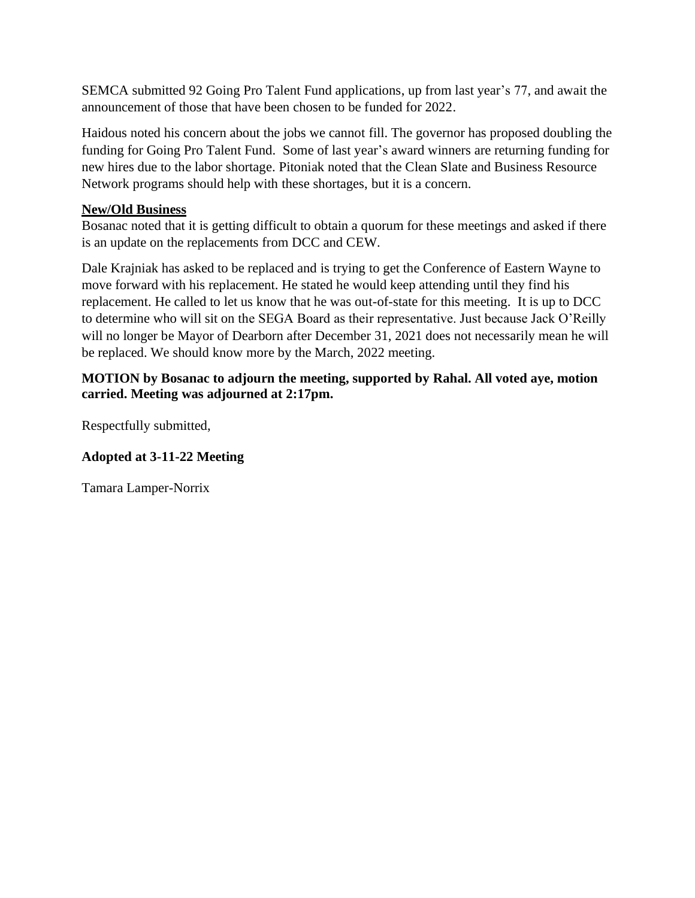SEMCA submitted 92 Going Pro Talent Fund applications, up from last year's 77, and await the announcement of those that have been chosen to be funded for 2022.

Haidous noted his concern about the jobs we cannot fill. The governor has proposed doubling the funding for Going Pro Talent Fund. Some of last year's award winners are returning funding for new hires due to the labor shortage. Pitoniak noted that the Clean Slate and Business Resource Network programs should help with these shortages, but it is a concern.

**New/Old Business**

Bosanac noted that it is getting difficult to obtain a quorum for these meetings and asked if there is an update on the replacements from DCC and CEW.

Dale Krajniak has asked to be replaced and is trying to get the Conference of Eastern Wayne to move forward with his replacement. He stated he would keep attending until they find his replacement. He called to let us know that he was out-of-state for this meeting. It is up to DCC to determine who will sit on the SEGA Board as their representative. Just because Jack O'Reilly will no longer be Mayor of Dearborn after December 31, 2021 does not necessarily mean he will be replaced. We should know more by the March, 2022 meeting.

**MOTION by Bosanac to adjourn the meeting, supported by Rahal. All voted aye, motion carried. Meeting was adjourned at 2:17pm.**

Respectfully submitted,

**Adopted at 3-11-22 Meeting**

Tamara Lamper-Norrix